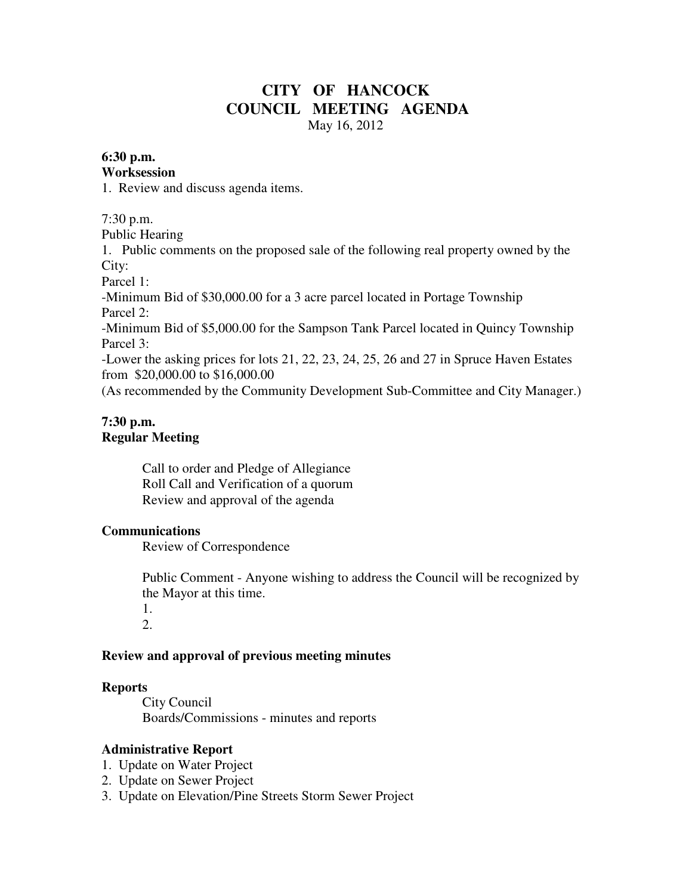# CITY OF HANCOCK
# COUNCIL MEETING AGENDA

May 16, 2012

**6:30 p.m.**
**Worksession**

1. Review and discuss agenda items.

7:30 p.m.
Public Hearing

1. Public comments on the proposed sale of the following real property owned by the City:

Parcel 1:
-Minimum Bid of $30,000.00 for a 3 acre parcel located in Portage Township
Parcel 2:
-Minimum Bid of $5,000.00 for the Sampson Tank Parcel located in Quincy Township
Parcel 3:
-Lower the asking prices for lots 21, 22, 23, 24, 25, 26 and 27 in Spruce Haven Estates from $20,000.00 to $16,000.00
(As recommended by the Community Development Sub-Committee and City Manager.)

**7:30 p.m.**
**Regular Meeting**

Call to order and Pledge of Allegiance
Roll Call and Verification of a quorum
Review and approval of the agenda

**Communications**

Review of Correspondence

Public Comment - Anyone wishing to address the Council will be recognized by the Mayor at this time.

1.
2.

**Review and approval of previous meeting minutes**

**Reports**

City Council
Boards/Commissions - minutes and reports

**Administrative Report**

1. Update on Water Project
2. Update on Sewer Project
3. Update on Elevation/Pine Streets Storm Sewer Project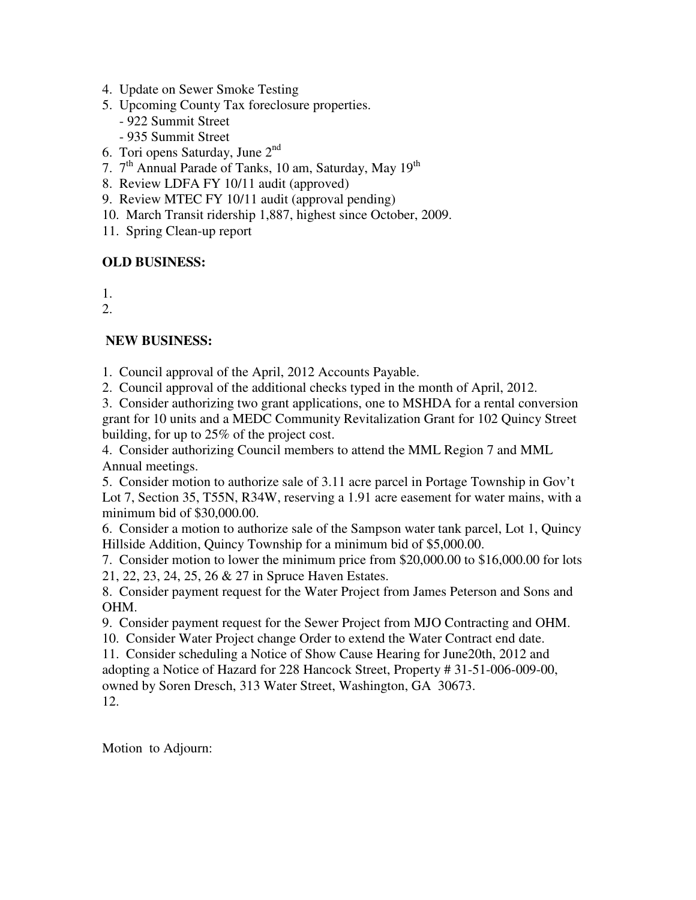4. Update on Sewer Smoke Testing
5. Upcoming County Tax foreclosure properties.
   - 922 Summit Street
   - 935 Summit Street
6. Tori opens Saturday, June 2nd
7. 7th Annual Parade of Tanks, 10 am, Saturday, May 19th
8. Review LDFA FY 10/11 audit (approved)
9. Review MTEC FY 10/11 audit (approval pending)
10. March Transit ridership 1,887, highest since October, 2009.
11. Spring Clean-up report

**OLD BUSINESS:**

1.
2.

**NEW BUSINESS:**

1. Council approval of the April, 2012 Accounts Payable.
2. Council approval of the additional checks typed in the month of April, 2012.
3. Consider authorizing two grant applications, one to MSHDA for a rental conversion grant for 10 units and a MEDC Community Revitalization Grant for 102 Quincy Street building, for up to 25% of the project cost.
4. Consider authorizing Council members to attend the MML Region 7 and MML Annual meetings.
5. Consider motion to authorize sale of 3.11 acre parcel in Portage Township in Gov't Lot 7, Section 35, T55N, R34W, reserving a 1.91 acre easement for water mains, with a minimum bid of $30,000.00.
6. Consider a motion to authorize sale of the Sampson water tank parcel, Lot 1, Quincy Hillside Addition, Quincy Township for a minimum bid of $5,000.00.
7. Consider motion to lower the minimum price from $20,000.00 to $16,000.00 for lots 21, 22, 23, 24, 25, 26 & 27 in Spruce Haven Estates.
8. Consider payment request for the Water Project from James Peterson and Sons and OHM.
9. Consider payment request for the Sewer Project from MJO Contracting and OHM.
10. Consider Water Project change Order to extend the Water Contract end date.
11. Consider scheduling a Notice of Show Cause Hearing for June20th, 2012 and adopting a Notice of Hazard for 228 Hancock Street, Property # 31-51-006-009-00, owned by Soren Dresch, 313 Water Street, Washington, GA 30673.
12.

Motion to Adjourn: